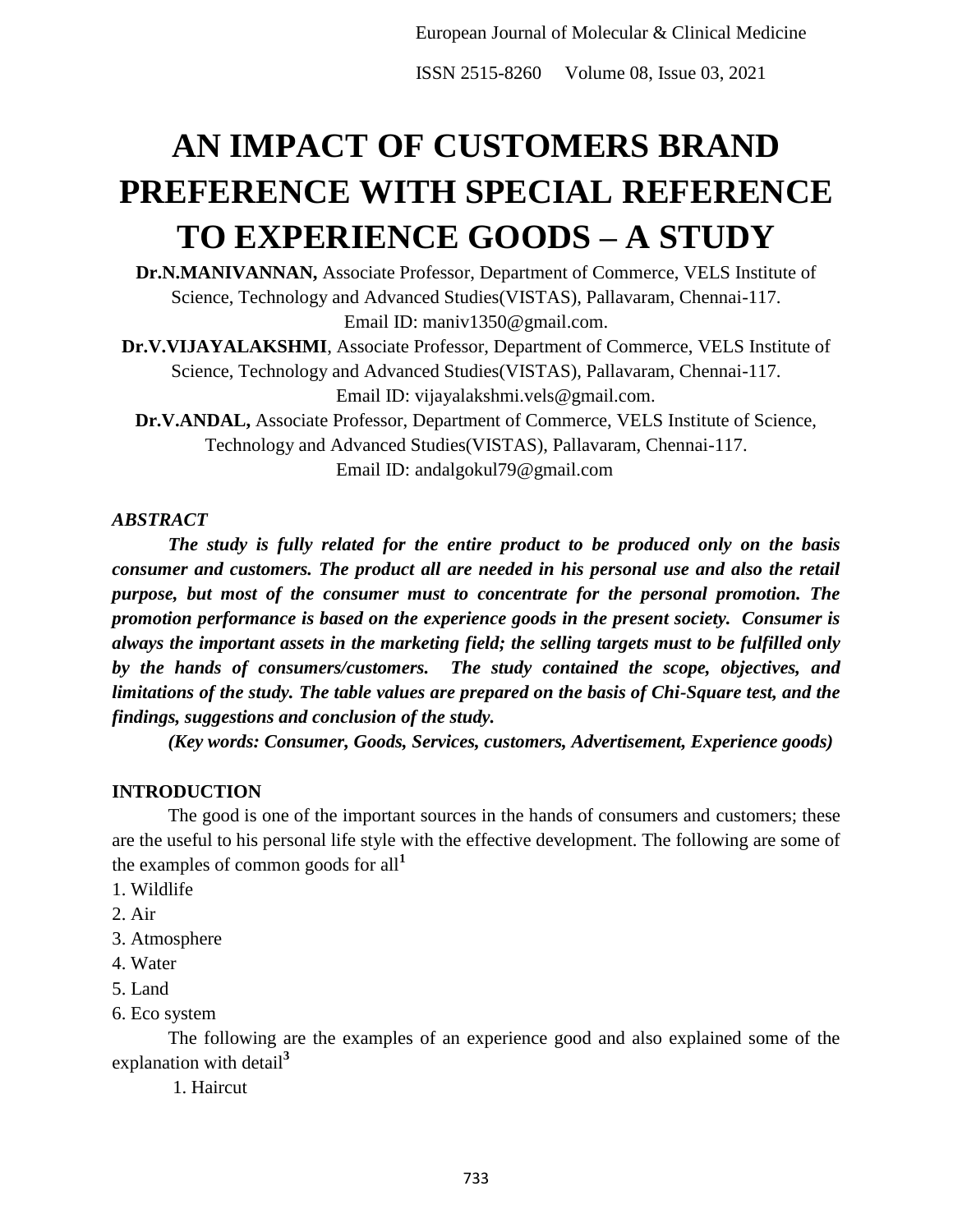# AN IMPACT OF CUSTOMERS BRAND PREFERENCE WITH SPECIAL REFERENCE TO EXPERIENCE GOODS – A STUDY

**Dr.N.MANIVANNAN,** Associate Professor, Department of Commerce, VELS Institute of Science, Technology and Advanced Studies(VISTAS), Pallavaram, Chennai-117. Email ID: maniv1350@gmail.com.

**Dr.V.VIJAYALAKSHMI**, Associate Professor, Department of Commerce, VELS Institute of Science, Technology and Advanced Studies(VISTAS), Pallavaram, Chennai-117. Email ID: vijayalakshmi.vels@gmail.com.

**Dr.V.ANDAL,** Associate Professor, Department of Commerce, VELS Institute of Science, Technology and Advanced Studies(VISTAS), Pallavaram, Chennai-117. Email ID: andalgokul79@gmail.com

***ABSTRACT***

***The study is fully related for the entire product to be produced only on the basis consumer and customers. The product all are needed in his personal use and also the retail purpose, but most of the consumer must to concentrate for the personal promotion. The promotion performance is based on the experience goods in the present society. Consumer is always the important assets in the marketing field; the selling targets must to be fulfilled only by the hands of consumers/customers. The study contained the scope, objectives, and limitations of the study. The table values are prepared on the basis of Chi-Square test, and the findings, suggestions and conclusion of the study.***

***(Key words: Consumer, Goods, Services, customers, Advertisement, Experience goods)***

## INTRODUCTION

The good is one of the important sources in the hands of consumers and customers; these are the useful to his personal life style with the effective development. The following are some of the examples of common goods for all[1]

1. Wildlife
2. Air
3. Atmosphere
4. Water
5. Land
6. Eco system

The following are the examples of an experience good and also explained some of the explanation with detail[3]

1. Haircut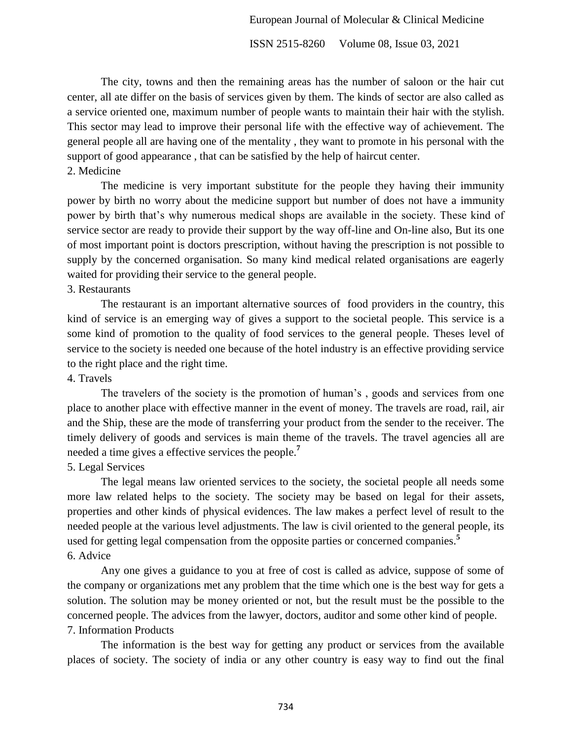The city, towns and then the remaining areas has the number of saloon or the hair cut center, all ate differ on the basis of services given by them. The kinds of sector are also called as a service oriented one, maximum number of people wants to maintain their hair with the stylish. This sector may lead to improve their personal life with the effective way of achievement. The general people all are having one of the mentality , they want to promote in his personal with the support of good appearance , that can be satisfied by the help of haircut center.

2. Medicine

The medicine is very important substitute for the people they having their immunity power by birth no worry about the medicine support but number of does not have a immunity power by birth that's why numerous medical shops are available in the society. These kind of service sector are ready to provide their support by the way off-line and On-line also, But its one of most important point is doctors prescription, without having the prescription is not possible to supply by the concerned organisation. So many kind medical related organisations are eagerly waited for providing their service to the general people.

3. Restaurants

The restaurant is an important alternative sources of food providers in the country, this kind of service is an emerging way of gives a support to the societal people. This service is a some kind of promotion to the quality of food services to the general people. Theses level of service to the society is needed one because of the hotel industry is an effective providing service to the right place and the right time.

4. Travels

The travelers of the society is the promotion of human's , goods and services from one place to another place with effective manner in the event of money. The travels are road, rail, air and the Ship, these are the mode of transferring your product from the sender to the receiver. The timely delivery of goods and services is main theme of the travels. The travel agencies all are needed a time gives a effective services the people.[7]

5. Legal Services

The legal means law oriented services to the society, the societal people all needs some more law related helps to the society. The society may be based on legal for their assets, properties and other kinds of physical evidences. The law makes a perfect level of result to the needed people at the various level adjustments. The law is civil oriented to the general people, its used for getting legal compensation from the opposite parties or concerned companies.[5]

6. Advice

Any one gives a guidance to you at free of cost is called as advice, suppose of some of the company or organizations met any problem that the time which one is the best way for gets a solution. The solution may be money oriented or not, but the result must be the possible to the concerned people. The advices from the lawyer, doctors, auditor and some other kind of people.

7. Information Products

The information is the best way for getting any product or services from the available places of society. The society of india or any other country is easy way to find out the final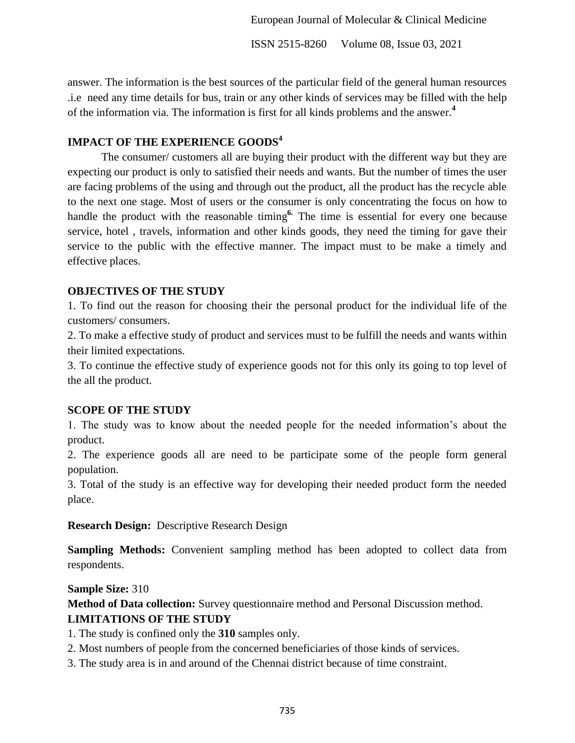answer. The information is the best sources of the particular field of the general human resources .i.e need any time details for bus, train or any other kinds of services may be filled with the help of the information via. The information is first for all kinds problems and the answer.[4]

## IMPACT OF THE EXPERIENCE GOODS[4]

The consumer/ customers all are buying their product with the different way but they are expecting our product is only to satisfied their needs and wants. But the number of times the user are facing problems of the using and through out the product, all the product has the recycle able to the next one stage. Most of users or the consumer is only concentrating the focus on how to handle the product with the reasonable timing[6.] The time is essential for every one because service, hotel , travels, information and other kinds goods, they need the timing for gave their service to the public with the effective manner. The impact must to be make a timely and effective places.

## OBJECTIVES OF THE STUDY

1. To find out the reason for choosing their the personal product for the individual life of the customers/ consumers.
2. To make a effective study of product and services must to be fulfill the needs and wants within their limited expectations.
3. To continue the effective study of experience goods not for this only its going to top level of the all the product.

## SCOPE OF THE STUDY

1. The study was to know about the needed people for the needed information's about the product.
2. The experience goods all are need to be participate some of the people form general population.
3. Total of the study is an effective way for developing their needed product form the needed place.

**Research Design:** Descriptive Research Design

**Sampling Methods:** Convenient sampling method has been adopted to collect data from respondents.

**Sample Size:** 310

**Method of Data collection:** Survey questionnaire method and Personal Discussion method.

## LIMITATIONS OF THE STUDY

1. The study is confined only the **310** samples only.
2. Most numbers of people from the concerned beneficiaries of those kinds of services.
3. The study area is in and around of the Chennai district because of time constraint.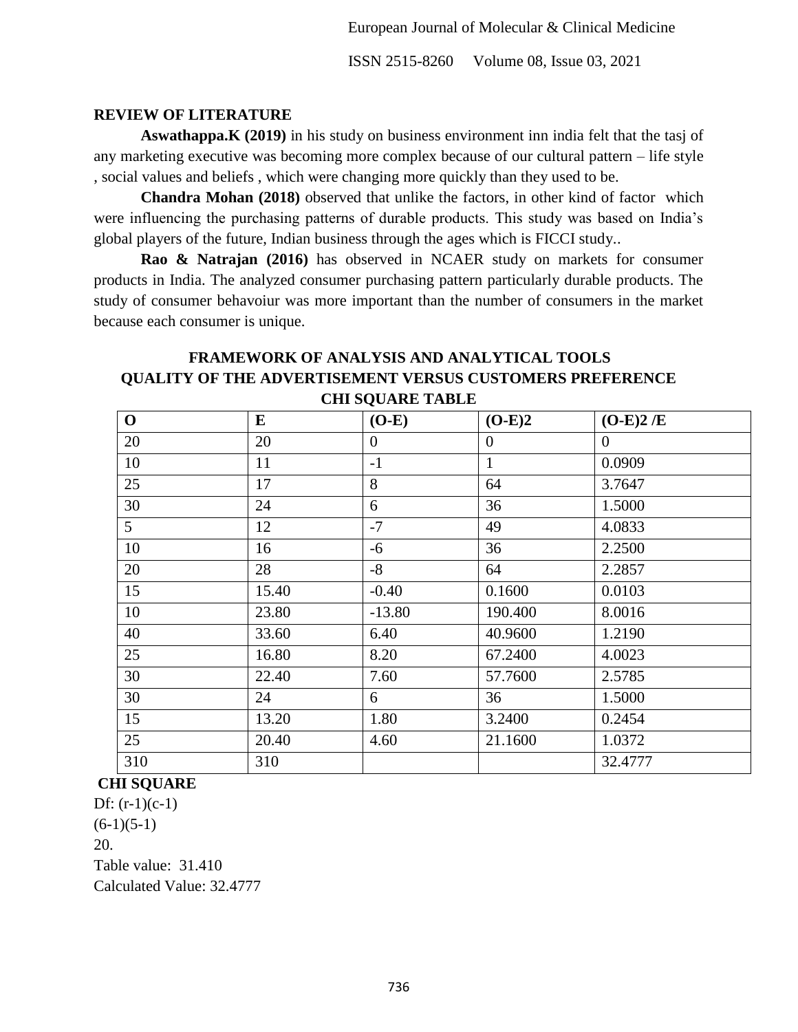**REVIEW OF LITERATURE**

**Aswathappa.K (2019)** in his study on business environment inn india felt that the tasj of any marketing executive was becoming more complex because of our cultural pattern – life style , social values and beliefs , which were changing more quickly than they used to be.

**Chandra Mohan (2018)** observed that unlike the factors, in other kind of factor which were influencing the purchasing patterns of durable products. This study was based on India's global players of the future, Indian business through the ages which is FICCI study..

**Rao & Natrajan (2016)** has observed in NCAER study on markets for consumer products in India. The analyzed consumer purchasing pattern particularly durable products. The study of consumer behavoiur was more important than the number of consumers in the market because each consumer is unique.

## FRAMEWORK OF ANALYSIS AND ANALYTICAL TOOLS

### QUALITY OF THE ADVERTISEMENT VERSUS CUSTOMERS PREFERENCE

### CHI SQUARE TABLE

| O | E | (O-E) | (O-E)2 | (O-E)2 /E |
|---|---|---|---|---|
| 20 | 20 | 0 | 0 | 0 |
| 10 | 11 | -1 | 1 | 0.0909 |
| 25 | 17 | 8 | 64 | 3.7647 |
| 30 | 24 | 6 | 36 | 1.5000 |
| 5 | 12 | -7 | 49 | 4.0833 |
| 10 | 16 | -6 | 36 | 2.2500 |
| 20 | 28 | -8 | 64 | 2.2857 |
| 15 | 15.40 | -0.40 | 0.1600 | 0.0103 |
| 10 | 23.80 | -13.80 | 190.400 | 8.0016 |
| 40 | 33.60 | 6.40 | 40.9600 | 1.2190 |
| 25 | 16.80 | 8.20 | 67.2400 | 4.0023 |
| 30 | 22.40 | 7.60 | 57.7600 | 2.5785 |
| 30 | 24 | 6 | 36 | 1.5000 |
| 15 | 13.20 | 1.80 | 3.2400 | 0.2454 |
| 25 | 20.40 | 4.60 | 21.1600 | 1.0372 |
| 310 | 310 | | | 32.4777 |

**CHI SQUARE**

Df: (r-1)(c-1)

(6-1)(5-1)

20.

Table value: 31.410

Calculated Value: 32.4777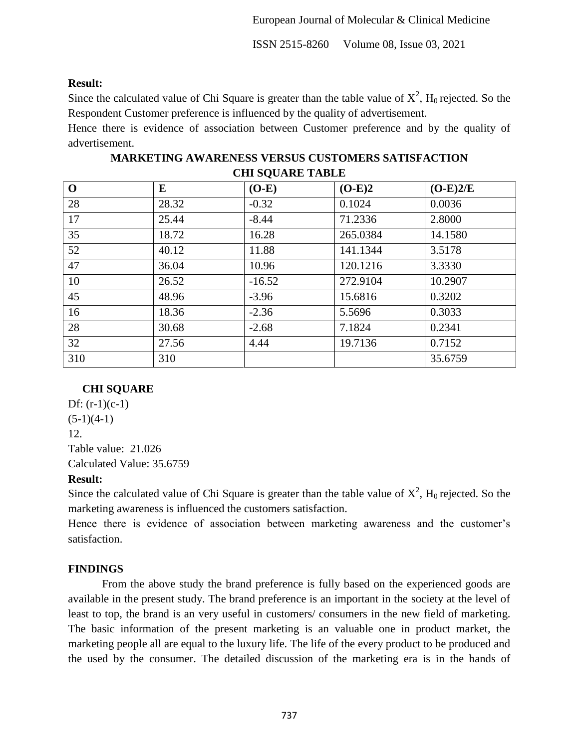**Result:**

Since the calculated value of Chi Square is greater than the table value of $X^2$, $H_0$ rejected. So the Respondent Customer preference is influenced by the quality of advertisement.

Hence there is evidence of association between Customer preference and by the quality of advertisement.

**MARKETING AWARENESS VERSUS CUSTOMERS SATISFACTION**

**CHI SQUARE TABLE**

| O | E | (O-E) | (O-E)2 | (O-E)2/E |
|---|---|---|---|---|
| 28 | 28.32 | -0.32 | 0.1024 | 0.0036 |
| 17 | 25.44 | -8.44 | 71.2336 | 2.8000 |
| 35 | 18.72 | 16.28 | 265.0384 | 14.1580 |
| 52 | 40.12 | 11.88 | 141.1344 | 3.5178 |
| 47 | 36.04 | 10.96 | 120.1216 | 3.3330 |
| 10 | 26.52 | -16.52 | 272.9104 | 10.2907 |
| 45 | 48.96 | -3.96 | 15.6816 | 0.3202 |
| 16 | 18.36 | -2.36 | 5.5696 | 0.3033 |
| 28 | 30.68 | -2.68 | 7.1824 | 0.2341 |
| 32 | 27.56 | 4.44 | 19.7136 | 0.7152 |
| 310 | 310 | | | 35.6759 |

**CHI SQUARE**

Df: (r-1)(c-1)

(5-1)(4-1)

12.

Table value: 21.026

Calculated Value: 35.6759

**Result:**

Since the calculated value of Chi Square is greater than the table value of $X^2$, $H_0$ rejected. So the marketing awareness is influenced the customers satisfaction.

Hence there is evidence of association between marketing awareness and the customer's satisfaction.

**FINDINGS**

From the above study the brand preference is fully based on the experienced goods are available in the present study. The brand preference is an important in the society at the level of least to top, the brand is an very useful in customers/ consumers in the new field of marketing. The basic information of the present marketing is an valuable one in product market, the marketing people all are equal to the luxury life. The life of the every product to be produced and the used by the consumer. The detailed discussion of the marketing era is in the hands of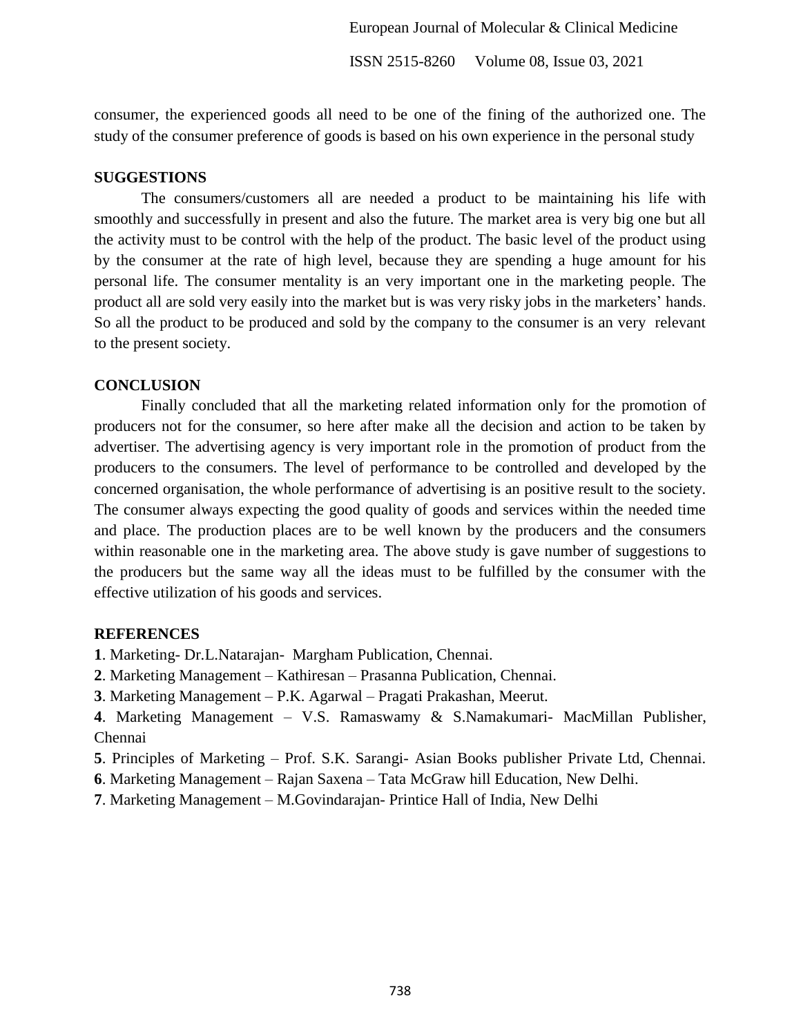consumer, the experienced goods all need to be one of the fining of the authorized one. The study of the consumer preference of goods is based on his own experience in the personal study

## SUGGESTIONS

The consumers/customers all are needed a product to be maintaining his life with smoothly and successfully in present and also the future. The market area is very big one but all the activity must to be control with the help of the product. The basic level of the product using by the consumer at the rate of high level, because they are spending a huge amount for his personal life. The consumer mentality is an very important one in the marketing people. The product all are sold very easily into the market but is was very risky jobs in the marketers' hands. So all the product to be produced and sold by the company to the consumer is an very relevant to the present society.

## CONCLUSION

Finally concluded that all the marketing related information only for the promotion of producers not for the consumer, so here after make all the decision and action to be taken by advertiser. The advertising agency is very important role in the promotion of product from the producers to the consumers. The level of performance to be controlled and developed by the concerned organisation, the whole performance of advertising is an positive result to the society. The consumer always expecting the good quality of goods and services within the needed time and place. The production places are to be well known by the producers and the consumers within reasonable one in the marketing area. The above study is gave number of suggestions to the producers but the same way all the ideas must to be fulfilled by the consumer with the effective utilization of his goods and services.

## REFERENCES

**1**. Marketing- Dr.L.Natarajan- Margham Publication, Chennai.

**2**. Marketing Management – Kathiresan – Prasanna Publication, Chennai.

**3**. Marketing Management – P.K. Agarwal – Pragati Prakashan, Meerut.

**4**. Marketing Management – V.S. Ramaswamy & S.Namakumari- MacMillan Publisher, Chennai

**5**. Principles of Marketing – Prof. S.K. Sarangi- Asian Books publisher Private Ltd, Chennai.

**6**. Marketing Management – Rajan Saxena – Tata McGraw hill Education, New Delhi.

**7**. Marketing Management – M.Govindarajan- Printice Hall of India, New Delhi